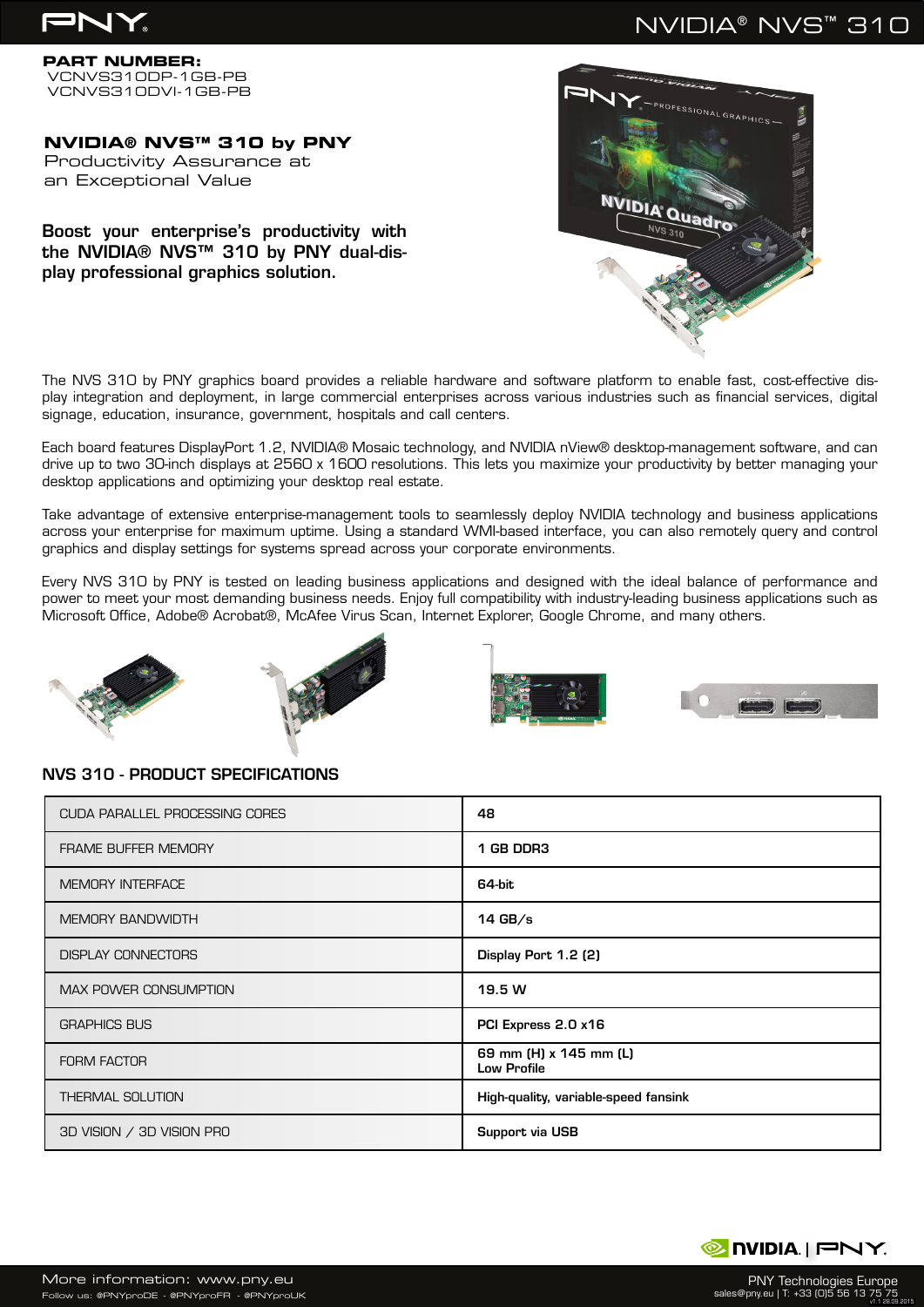# NVIDIA® NVS™ 310

**PART NUMBER:**
VCNVS310DP-1GB-PB
VCNVS310DVI-1GB-PB

## NVIDIA® NVS™ 310 by PNY

Productivity Assurance at an Exceptional Value

**Boost your enterprise's productivity with the NVIDIA® NVS™ 310 by PNY dual-display professional graphics solution.**

The NVS 310 by PNY graphics board provides a reliable hardware and software platform to enable fast, cost-effective display integration and deployment, in large commercial enterprises across various industries such as financial services, digital signage, education, insurance, government, hospitals and call centers.

Each board features DisplayPort 1.2, NVIDIA® Mosaic technology, and NVIDIA nView® desktop-management software, and can drive up to two 30-inch displays at 2560 x 1600 resolutions. This lets you maximize your productivity by better managing your desktop applications and optimizing your desktop real estate.

Take advantage of extensive enterprise-management tools to seamlessly deploy NVIDIA technology and business applications across your enterprise for maximum uptime. Using a standard WMI-based interface, you can also remotely query and control graphics and display settings for systems spread across your corporate environments.

Every NVS 310 by PNY is tested on leading business applications and designed with the ideal balance of performance and power to meet your most demanding business needs. Enjoy full compatibility with industry-leading business applications such as Microsoft Office, Adobe® Acrobat®, McAfee Virus Scan, Internet Explorer, Google Chrome, and many others.

## NVS 310 - PRODUCT SPECIFICATIONS

| | |
|---|---|
| CUDA PARALLEL PROCESSING CORES | 48 |
| FRAME BUFFER MEMORY | 1 GB DDR3 |
| MEMORY INTERFACE | 64-bit |
| MEMORY BANDWIDTH | 14 GB/s |
| DISPLAY CONNECTORS | Display Port 1.2 (2) |
| MAX POWER CONSUMPTION | 19.5 W |
| GRAPHICS BUS | PCI Express 2.0 x16 |
| FORM FACTOR | 69 mm (H) x 145 mm (L)<br>Low Profile |
| THERMAL SOLUTION | High-quality, variable-speed fansink |
| 3D VISION / 3D VISION PRO | Support via USB |

More information: www.pny.eu
Follow us: @PNYproDE - @PNYproFR - @PNYproUK

PNY Technologies Europe
sales@pny.eu | T: +33 (0)5 56 13 75 75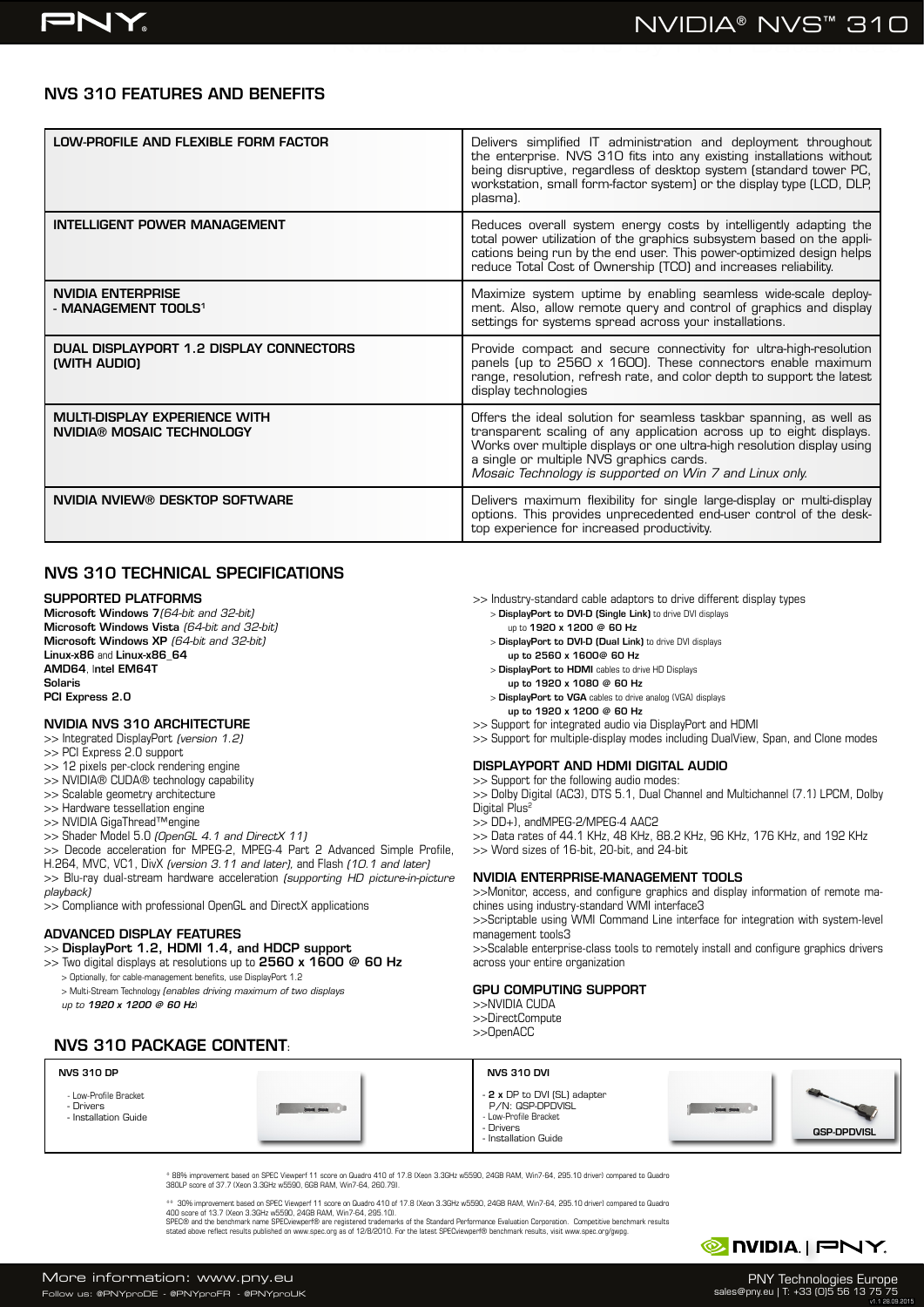## NVS 310 FEATURES AND BENEFITS

| | |
|---|---|
| **LOW-PROFILE AND FLEXIBLE FORM FACTOR** | Delivers simplified IT administration and deployment throughout the enterprise. NVS 310 fits into any existing installations without being disruptive, regardless of desktop system (standard tower PC, workstation, small form-factor system) or the display type (LCD, DLP, plasma). |
| **INTELLIGENT POWER MANAGEMENT** | Reduces overall system energy costs by intelligently adapting the total power utilization of the graphics subsystem based on the applications being run by the end user. This power-optimized design helps reduce Total Cost of Ownership (TCO) and increases reliability. |
| **NVIDIA ENTERPRISE - MANAGEMENT TOOLS[1]** | Maximize system uptime by enabling seamless wide-scale deployment. Also, allow remote query and control of graphics and display settings for systems spread across your installations. |
| **DUAL DISPLAYPORT 1.2 DISPLAY CONNECTORS (WITH AUDIO)** | Provide compact and secure connectivity for ultra-high-resolution panels (up to 2560 x 1600). These connectors enable maximum range, resolution, refresh rate, and color depth to support the latest display technologies |
| **MULTI-DISPLAY EXPERIENCE WITH NVIDIA® MOSAIC TECHNOLOGY** | Offers the ideal solution for seamless taskbar spanning, as well as transparent scaling of any application across up to eight displays. Works over multiple displays or one ultra-high resolution display using a single or multiple NVS graphics cards. *Mosaic Technology is supported on Win 7 and Linux only.* |
| **NVIDIA NVIEW® DESKTOP SOFTWARE** | Delivers maximum flexibility for single large-display or multi-display options. This provides unprecedented end-user control of the desktop experience for increased productivity. |

## NVS 310 TECHNICAL SPECIFICATIONS

### SUPPORTED PLATFORMS

**Microsoft Windows 7** *(64-bit and 32-bit)*
**Microsoft Windows Vista** *(64-bit and 32-bit)*
**Microsoft Windows XP** *(64-bit and 32-bit)*
**Linux-x86** and **Linux-x86_64**
**AMD64**, **Intel EM64T**
**Solaris**
**PCI Express 2.0**

### NVIDIA NVS 310 ARCHITECTURE

>> Integrated DisplayPort *(version 1.2)*
>> PCI Express 2.0 support
>> 12 pixels per-clock rendering engine
>> NVIDIA® CUDA® technology capability
>> Scalable geometry architecture
>> Hardware tessellation engine
>> NVIDIA GigaThread™engine
>> Shader Model 5.0 *(OpenGL 4.1 and DirectX 11)*
>> Decode acceleration for MPEG-2, MPEG-4 Part 2 Advanced Simple Profile, H.264, MVC, VC1, DivX *(version 3.11 and later)*, and Flash *(10.1 and later)*
>> Blu-ray dual-stream hardware acceleration *(supporting HD picture-in-picture playback)*
>> Compliance with professional OpenGL and DirectX applications

### ADVANCED DISPLAY FEATURES

>> **DisplayPort 1.2, HDMI 1.4, and HDCP support**
>> Two digital displays at resolutions up to **2560 x 1600 @ 60 Hz**
> Optionally, for cable-management benefits, use DisplayPort 1.2
> Multi-Stream Technology *(enables driving maximum of two displays up to **1920 x 1200 @ 60 Hz**)*
>> Industry-standard cable adaptors to drive different display types
> **DisplayPort to DVI-D (Single Link)** to drive DVI displays up to **1920 x 1200 @ 60 Hz**
> **DisplayPort to DVI-D (Dual Link)** to drive DVI displays **up to 2560 x 1600@ 60 Hz**
> **DisplayPort to HDMI** cables to drive HD Displays **up to 1920 x 1080 @ 60 Hz**
> **DisplayPort to VGA** cables to drive analog (VGA) displays **up to 1920 x 1200 @ 60 Hz**
>> Support for integrated audio via DisplayPort and HDMI
>> Support for multiple-display modes including DualView, Span, and Clone modes

### DISPLAYPORT AND HDMI DIGITAL AUDIO

>> Support for the following audio modes:
>> Dolby Digital (AC3), DTS 5.1, Dual Channel and Multichannel (7.1) LPCM, Dolby Digital Plus[2]
>> DD+), andMPEG-2/MPEG-4 AAC2
>> Data rates of 44.1 KHz, 48 KHz, 88.2 KHz, 96 KHz, 176 KHz, and 192 KHz
>> Word sizes of 16-bit, 20-bit, and 24-bit

### NVIDIA ENTERPRISE-MANAGEMENT TOOLS

>>Monitor, access, and configure graphics and display information of remote machines using industry-standard WMI interface3
>>Scriptable using WMI Command Line interface for integration with system-level management tools3
>>Scalable enterprise-class tools to remotely install and configure graphics drivers across your entire organization

### GPU COMPUTING SUPPORT

>>NVIDIA CUDA
>>DirectCompute
>>OpenACC

## NVS 310 PACKAGE CONTENT:

| NVS 310 DP | NVS 310 DVI |
|---|---|
| - Low-Profile Bracket<br>- Drivers<br>- Installation Guide | - **2 x** DP to DVI (SL) adapter P/N: QSP-DPDVISL<br>- Low-Profile Bracket<br>- Drivers<br>- Installation Guide |

QSP-DPDVISL

* 88% improvement based on SPEC Viewperf 11 score on Quadro 410 of 17.8 (Xeon 3.3GHz w5590, 24GB RAM, Win7-64, 295.10 driver) compared to Quadro 380LP score of 37.7 (Xeon 3.3GHz w5590, 6GB RAM, Win7-64, 260.79).

** 30% improvement based on SPEC Viewperf 11 score on Quadro 410 of 17.8 (Xeon 3.3GHz w5590, 24GB RAM, Win7-64, 295.10 driver) compared to Quadro 400 score of 13.7 (Xeon 3.3GHz w5590, 24GB RAM, Win7-64, 295.10).
SPEC® and the benchmark name SPECviewperf® are registered trademarks of the Standard Performance Evaluation Corporation. Competitive benchmark results stated above reflect results published on www.spec.org as of 12/8/2010. For the latest SPECviewperf® benchmark results, visit www.spec.org/gwpg.

More information: www.pny.eu
Follow us: @PNYproDE - @PNYproFR - @PNYproUK

PNY Technologies Europe
sales@pny.eu | T: +33 (0)5 56 13 75 75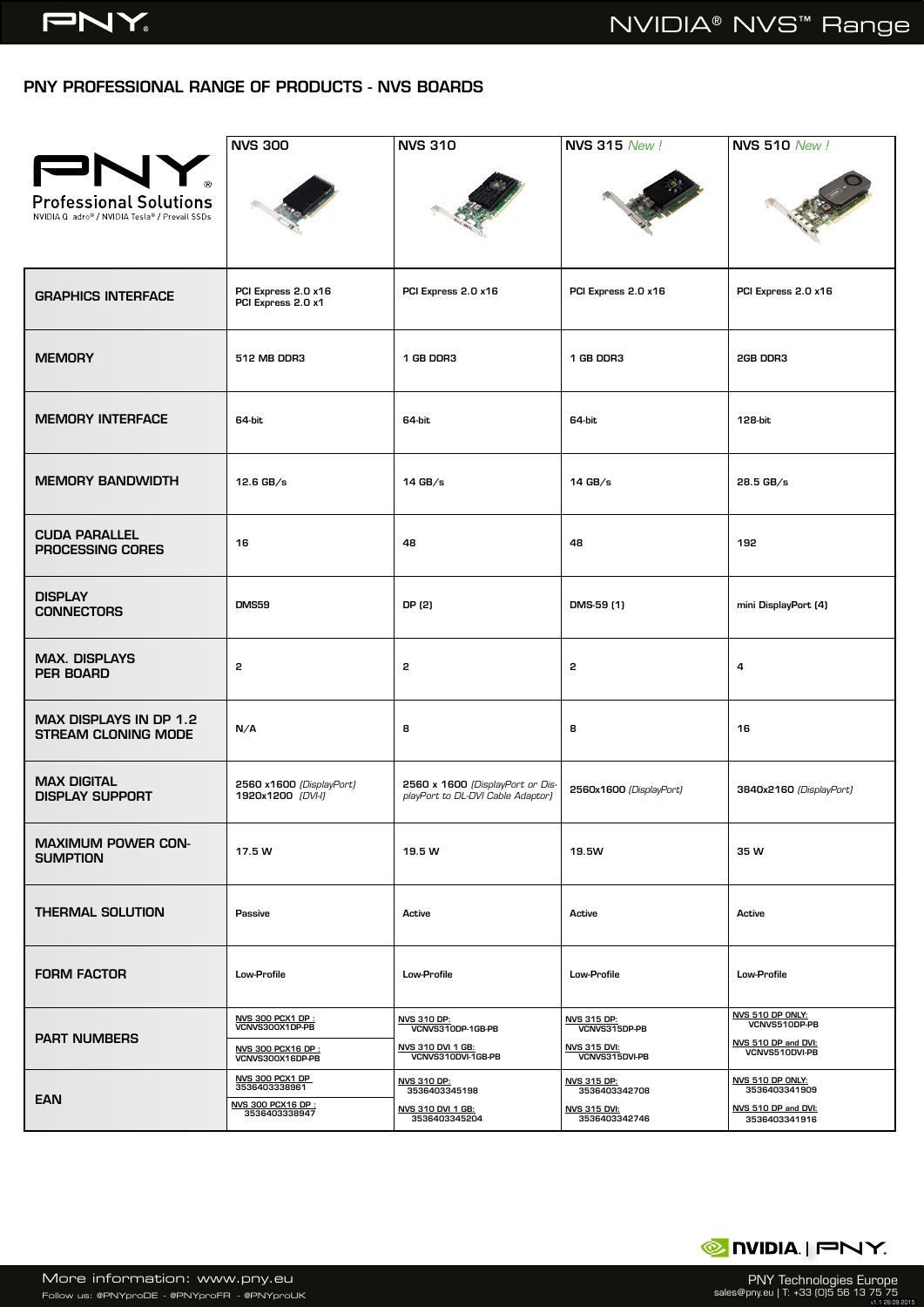# PNY PROFESSIONAL RANGE OF PRODUCTS - NVS BOARDS

| PNY Professional Solutions | NVS 300 | NVS 310 | NVS 315 *New !* | NVS 510 *New !* |
|---|---|---|---|---|
| **GRAPHICS INTERFACE** | PCI Express 2.0 x16<br>PCI Express 2.0 x1 | PCI Express 2.0 x16 | PCI Express 2.0 x16 | PCI Express 2.0 x16 |
| **MEMORY** | 512 MB DDR3 | 1 GB DDR3 | 1 GB DDR3 | 2GB DDR3 |
| **MEMORY INTERFACE** | 64-bit | 64-bit | 64-bit | 128-bit |
| **MEMORY BANDWIDTH** | 12.6 GB/s | 14 GB/s | 14 GB/s | 28.5 GB/s |
| **CUDA PARALLEL PROCESSING CORES** | 16 | 48 | 48 | 192 |
| **DISPLAY CONNECTORS** | DMS59 | DP (2) | DMS-59 (1) | mini DisplayPort (4) |
| **MAX. DISPLAYS PER BOARD** | 2 | 2 | 2 | 4 |
| **MAX DISPLAYS IN DP 1.2 STREAM CLONING MODE** | N/A | 8 | 8 | 16 |
| **MAX DIGITAL DISPLAY SUPPORT** | 2560 x1600 *(DisplayPort)*<br>1920x1200 *(DVI-I)* | 2560 x 1600 *(DisplayPort or DisplayPort to DL-DVI Cable Adaptor)* | 2560x1600 *(DisplayPort)* | 3840x2160 *(DisplayPort)* |
| **MAXIMUM POWER CONSUMPTION** | 17.5 W | 19.5 W | 19.5W | 35 W |
| **THERMAL SOLUTION** | Passive | Active | Active | Active |
| **FORM FACTOR** | Low-Profile | Low-Profile | Low-Profile | Low-Profile |
| **PART NUMBERS** | NVS 300 PCX1 DP : VCNVS300X1DP-PB<br>NVS 300 PCX16 DP : VCNVS300X16DP-PB | NVS 310 DP: VCNVS310DP-1GB-PB<br>NVS 310 DVI 1 GB: VCNVS310DVI-1GB-PB | NVS 315 DP: VCNVS315DP-PB<br>NVS 315 DVI: VCNVS315DVI-PB | NVS 510 DP ONLY: VCNVS510DP-PB<br>NVS 510 DP and DVI: VCNVS510DVI-PB |
| **EAN** | NVS 300 PCX1 DP: 3536403338961<br>NVS 300 PCX16 DP : 3536403338947 | NVS 310 DP: 3536403345198<br>NVS 310 DVI 1 GB: 3536403345204 | NVS 315 DP: 3536403342708<br>NVS 315 DVI: 3536403342746 | NVS 510 DP ONLY: 3536403341909<br>NVS 510 DP and DVI: 3536403341916 |

More information: www.pny.eu
Follow us: @PNYproDE - @PNYproFR - @PNYproUK

PNY Technologies Europe
sales@pny.eu | T: +33 (0)5 56 13 75 75